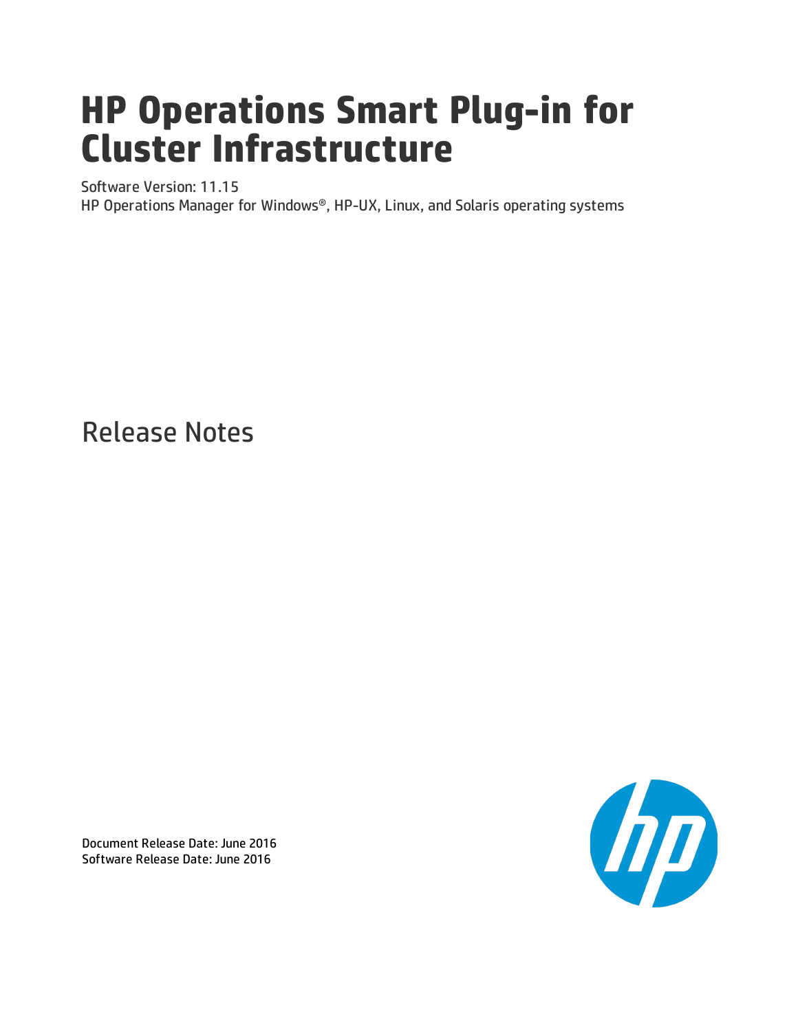# HP Operations Smart Plug-in for Cluster Infrastructure

Software Version: 11.15

HP Operations Manager for Windows®, HP-UX, Linux, and Solaris operating systems

## Release Notes

Document Release Date: June 2016

Software Release Date: June 2016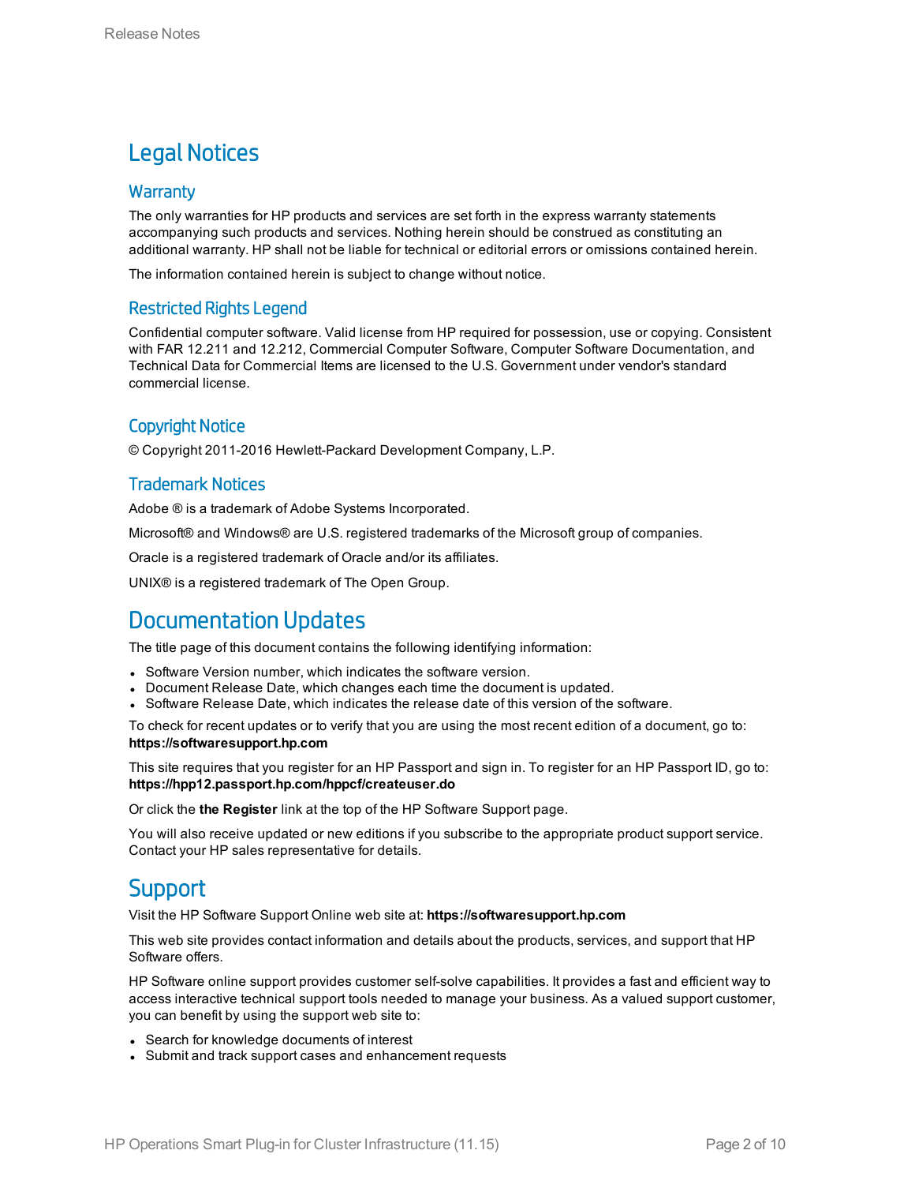# Legal Notices

## Warranty

The only warranties for HP products and services are set forth in the express warranty statements accompanying such products and services. Nothing herein should be construed as constituting an additional warranty. HP shall not be liable for technical or editorial errors or omissions contained herein.

The information contained herein is subject to change without notice.

## Restricted Rights Legend

Confidential computer software. Valid license from HP required for possession, use or copying. Consistent with FAR 12.211 and 12.212, Commercial Computer Software, Computer Software Documentation, and Technical Data for Commercial Items are licensed to the U.S. Government under vendor's standard commercial license.

## Copyright Notice

© Copyright 2011-2016 Hewlett-Packard Development Company, L.P.

## Trademark Notices

Adobe ® is a trademark of Adobe Systems Incorporated.

Microsoft® and Windows® are U.S. registered trademarks of the Microsoft group of companies.

Oracle is a registered trademark of Oracle and/or its affiliates.

UNIX® is a registered trademark of The Open Group.

# Documentation Updates

The title page of this document contains the following identifying information:

- Software Version number, which indicates the software version.
- Document Release Date, which changes each time the document is updated.
- Software Release Date, which indicates the release date of this version of the software.

To check for recent updates or to verify that you are using the most recent edition of a document, go to: **https://softwaresupport.hp.com**

This site requires that you register for an HP Passport and sign in. To register for an HP Passport ID, go to: **https://hpp12.passport.hp.com/hppcf/createuser.do**

Or click the **the Register** link at the top of the HP Software Support page.

You will also receive updated or new editions if you subscribe to the appropriate product support service. Contact your HP sales representative for details.

# Support

Visit the HP Software Support Online web site at: **https://softwaresupport.hp.com**

This web site provides contact information and details about the products, services, and support that HP Software offers.

HP Software online support provides customer self-solve capabilities. It provides a fast and efficient way to access interactive technical support tools needed to manage your business. As a valued support customer, you can benefit by using the support web site to:

- Search for knowledge documents of interest
- Submit and track support cases and enhancement requests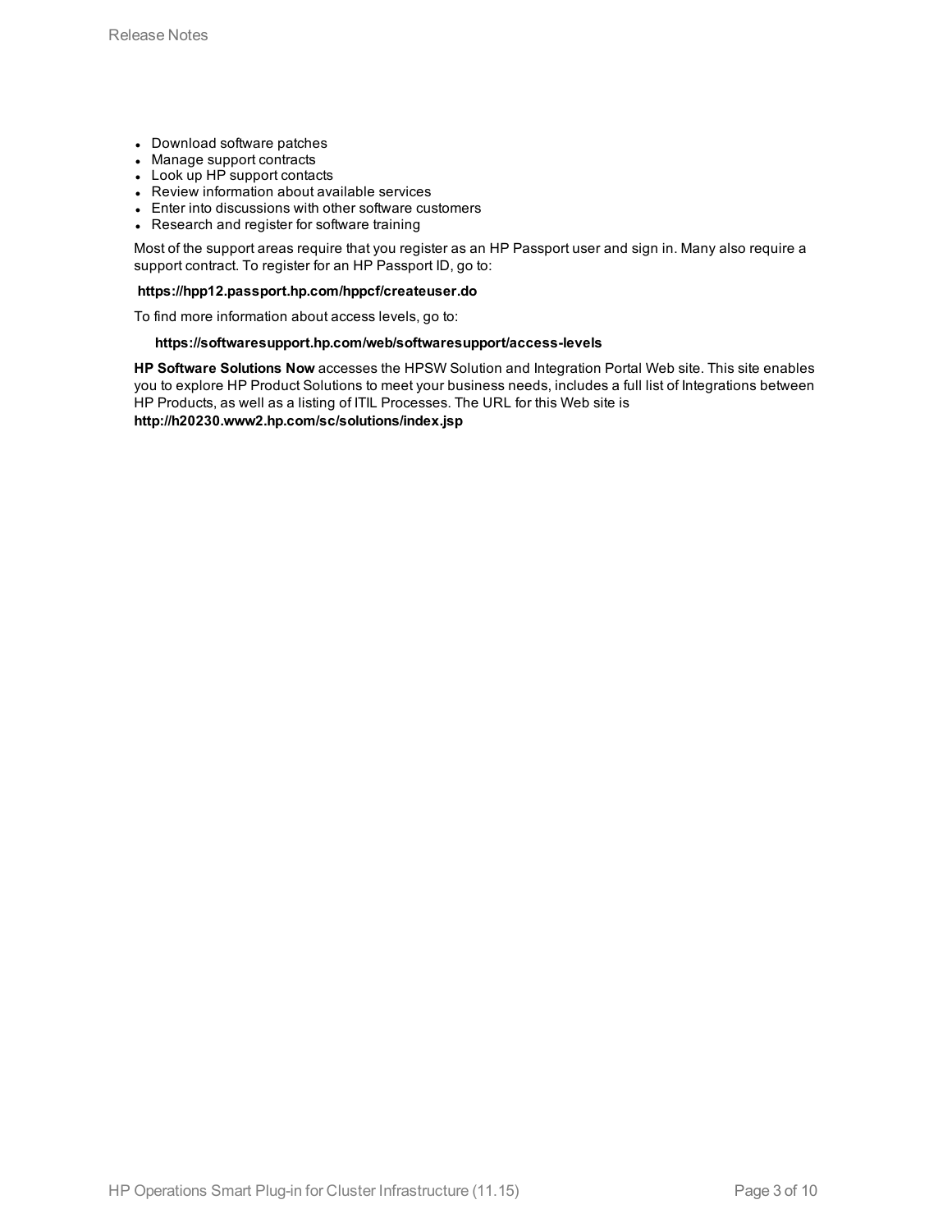- Download software patches
- Manage support contracts
- Look up HP support contacts
- Review information about available services
- Enter into discussions with other software customers
- Research and register for software training

Most of the support areas require that you register as an HP Passport user and sign in. Many also require a support contract. To register for an HP Passport ID, go to:

**https://hpp12.passport.hp.com/hppcf/createuser.do**

To find more information about access levels, go to:

**https://softwaresupport.hp.com/web/softwaresupport/access-levels**

**HP Software Solutions Now** accesses the HPSW Solution and Integration Portal Web site. This site enables you to explore HP Product Solutions to meet your business needs, includes a full list of Integrations between HP Products, as well as a listing of ITIL Processes. The URL for this Web site is **http://h20230.www2.hp.com/sc/solutions/index.jsp**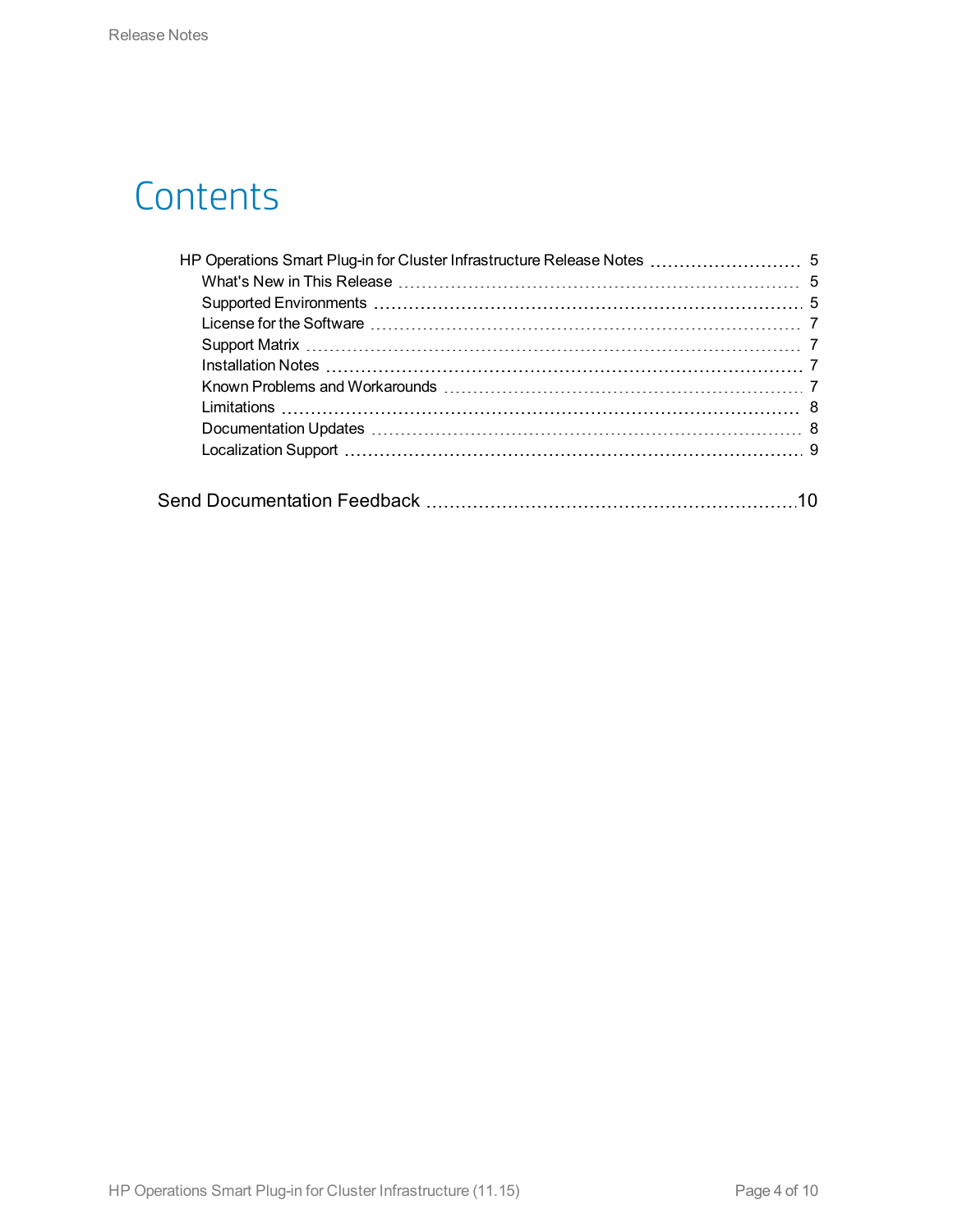# Contents

- HP Operations Smart Plug-in for Cluster Infrastructure Release Notes ........ 5
  - What's New in This Release ........ 5
  - Supported Environments ........ 5
  - License for the Software ........ 7
  - Support Matrix ........ 7
  - Installation Notes ........ 7
  - Known Problems and Workarounds ........ 7
  - Limitations ........ 8
  - Documentation Updates ........ 8
  - Localization Support ........ 9

Send Documentation Feedback ........ 10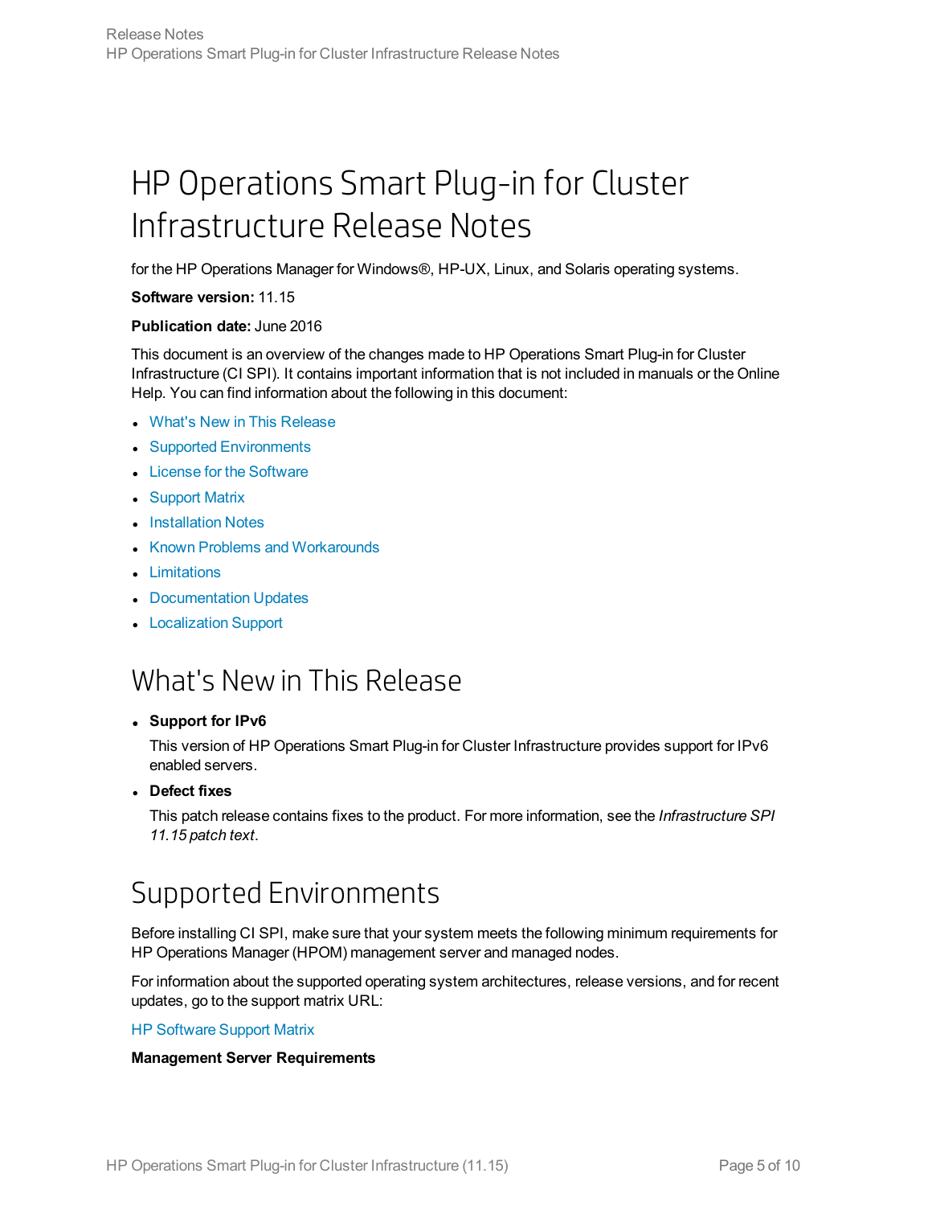# HP Operations Smart Plug-in for Cluster Infrastructure Release Notes

for the HP Operations Manager for Windows®, HP-UX, Linux, and Solaris operating systems.

**Software version:** 11.15

**Publication date:** June 2016

This document is an overview of the changes made to HP Operations Smart Plug-in for Cluster Infrastructure (CI SPI). It contains important information that is not included in manuals or the Online Help. You can find information about the following in this document:

- What's New in This Release
- Supported Environments
- License for the Software
- Support Matrix
- Installation Notes
- Known Problems and Workarounds
- Limitations
- Documentation Updates
- Localization Support

## What's New in This Release

- **Support for IPv6**

  This version of HP Operations Smart Plug-in for Cluster Infrastructure provides support for IPv6 enabled servers.

- **Defect fixes**

  This patch release contains fixes to the product. For more information, see the *Infrastructure SPI 11.15 patch text*.

## Supported Environments

Before installing CI SPI, make sure that your system meets the following minimum requirements for HP Operations Manager (HPOM) management server and managed nodes.

For information about the supported operating system architectures, release versions, and for recent updates, go to the support matrix URL:

HP Software Support Matrix

**Management Server Requirements**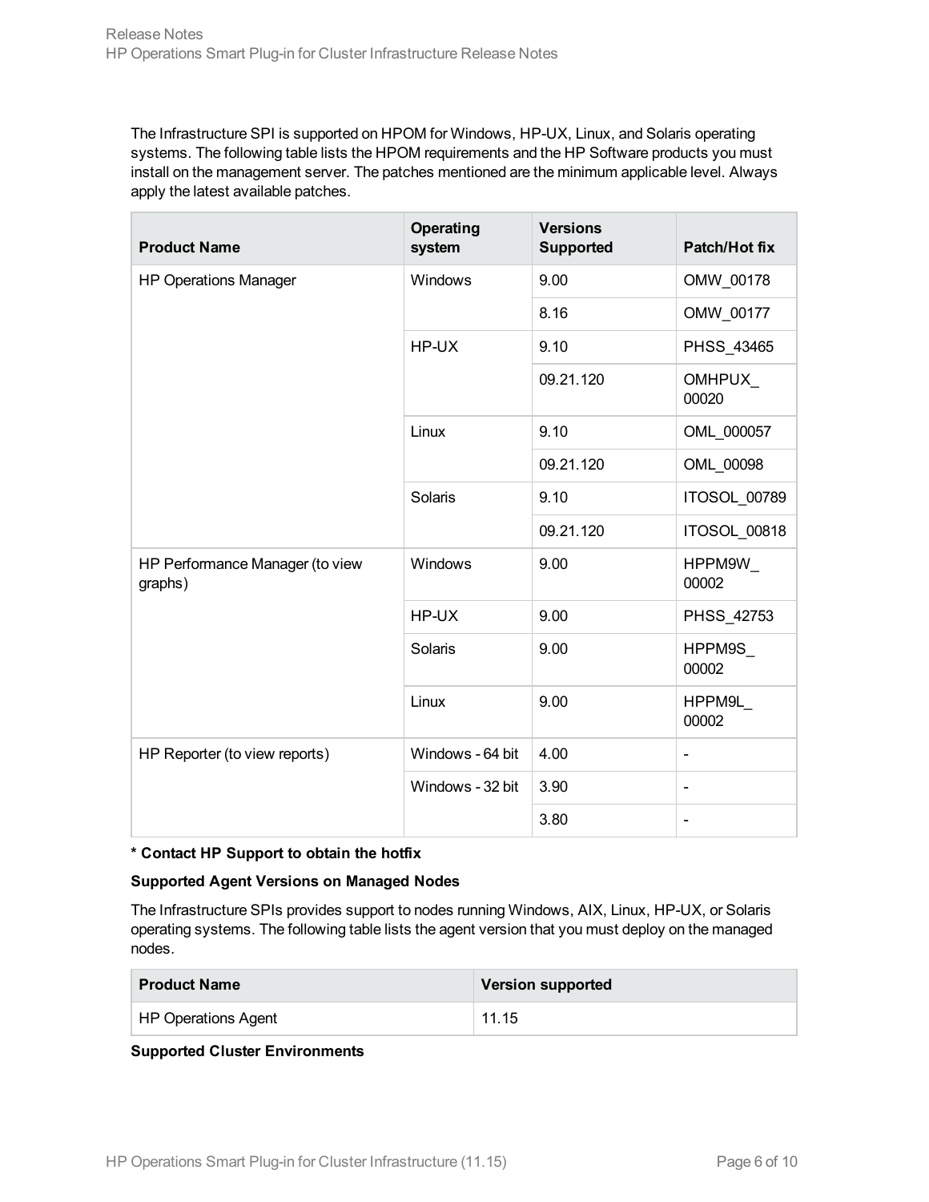The Infrastructure SPI is supported on HPOM for Windows, HP-UX, Linux, and Solaris operating systems. The following table lists the HPOM requirements and the HP Software products you must install on the management server. The patches mentioned are the minimum applicable level. Always apply the latest available patches.

| Product Name | Operating system | Versions Supported | Patch/Hot fix |
| --- | --- | --- | --- |
| HP Operations Manager | Windows | 9.00 | OMW_00178 |
| | | 8.16 | OMW_00177 |
| | HP-UX | 9.10 | PHSS_43465 |
| | | 09.21.120 | OMHPUX_00020 |
| | Linux | 9.10 | OML_000057 |
| | | 09.21.120 | OML_00098 |
| | Solaris | 9.10 | ITOSOL_00789 |
| | | 09.21.120 | ITOSOL_00818 |
| HP Performance Manager (to view graphs) | Windows | 9.00 | HPPM9W_00002 |
| | HP-UX | 9.00 | PHSS_42753 |
| | Solaris | 9.00 | HPPM9S_00002 |
| | Linux | 9.00 | HPPM9L_00002 |
| HP Reporter (to view reports) | Windows - 64 bit | 4.00 | - |
| | Windows - 32 bit | 3.90 | - |
| | | 3.80 | - |

**\* Contact HP Support to obtain the hotfix**

**Supported Agent Versions on Managed Nodes**

The Infrastructure SPIs provides support to nodes running Windows, AIX, Linux, HP-UX, or Solaris operating systems. The following table lists the agent version that you must deploy on the managed nodes.

| Product Name | Version supported |
| --- | --- |
| HP Operations Agent | 11.15 |

**Supported Cluster Environments**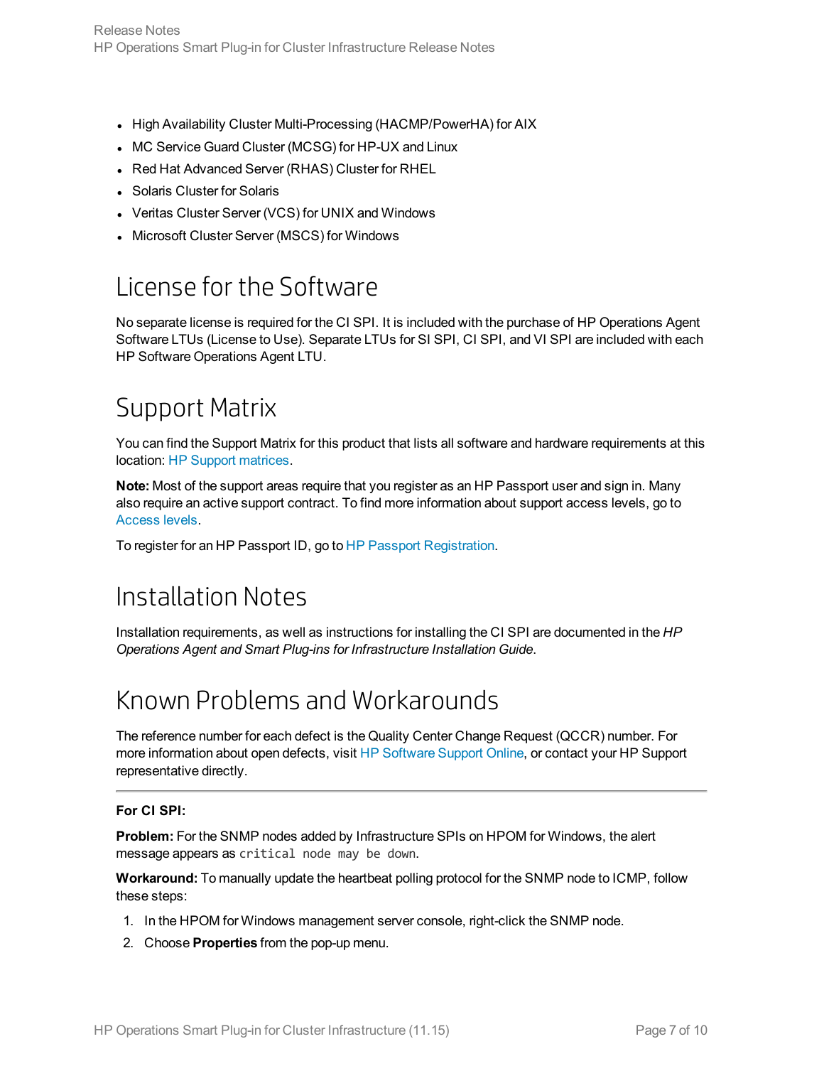- High Availability Cluster Multi-Processing (HACMP/PowerHA) for AIX
- MC Service Guard Cluster (MCSG) for HP-UX and Linux
- Red Hat Advanced Server (RHAS) Cluster for RHEL
- Solaris Cluster for Solaris
- Veritas Cluster Server (VCS) for UNIX and Windows
- Microsoft Cluster Server (MSCS) for Windows

# License for the Software

No separate license is required for the CI SPI. It is included with the purchase of HP Operations Agent Software LTUs (License to Use). Separate LTUs for SI SPI, CI SPI, and VI SPI are included with each HP Software Operations Agent LTU.

# Support Matrix

You can find the Support Matrix for this product that lists all software and hardware requirements at this location: HP Support matrices.

**Note:** Most of the support areas require that you register as an HP Passport user and sign in. Many also require an active support contract. To find more information about support access levels, go to Access levels.

To register for an HP Passport ID, go to HP Passport Registration.

# Installation Notes

Installation requirements, as well as instructions for installing the CI SPI are documented in the *HP Operations Agent and Smart Plug-ins for Infrastructure Installation Guide*.

# Known Problems and Workarounds

The reference number for each defect is the Quality Center Change Request (QCCR) number. For more information about open defects, visit HP Software Support Online, or contact your HP Support representative directly.

---

**For CI SPI:**

**Problem:** For the SNMP nodes added by Infrastructure SPIs on HPOM for Windows, the alert message appears as `critical node may be down`.

**Workaround:** To manually update the heartbeat polling protocol for the SNMP node to ICMP, follow these steps:

1. In the HPOM for Windows management server console, right-click the SNMP node.
2. Choose **Properties** from the pop-up menu.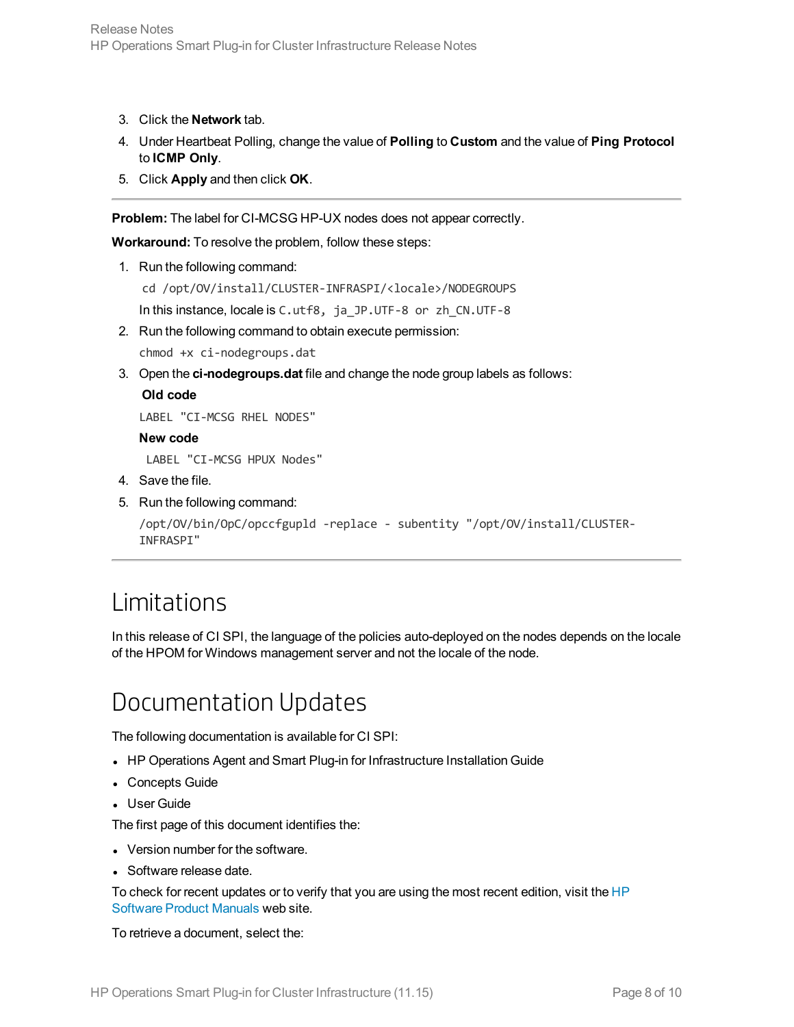3. Click the **Network** tab.
4. Under Heartbeat Polling, change the value of **Polling** to **Custom** and the value of **Ping Protocol** to **ICMP Only**.
5. Click **Apply** and then click **OK**.

---

**Problem:** The label for CI-MCSG HP-UX nodes does not appear correctly.

**Workaround:** To resolve the problem, follow these steps:

1. Run the following command:

   ```
   cd /opt/OV/install/CLUSTER-INFRASPI/<locale>/NODEGROUPS
   ```

   In this instance, locale is `C.utf8, ja_JP.UTF-8 or zh_CN.UTF-8`

2. Run the following command to obtain execute permission:

   ```
   chmod +x ci-nodegroups.dat
   ```

3. Open the **ci-nodegroups.dat** file and change the node group labels as follows:

   **Old code**

   ```
   LABEL "CI-MCSG RHEL NODES"
   ```

   **New code**

   ```
   LABEL "CI-MCSG HPUX Nodes"
   ```

4. Save the file.
5. Run the following command:

   ```
   /opt/OV/bin/OpC/opccfgupld -replace - subentity "/opt/OV/install/CLUSTER-INFRASPI"
   ```

---

# Limitations

In this release of CI SPI, the language of the policies auto-deployed on the nodes depends on the locale of the HPOM for Windows management server and not the locale of the node.

# Documentation Updates

The following documentation is available for CI SPI:

- HP Operations Agent and Smart Plug-in for Infrastructure Installation Guide
- Concepts Guide
- User Guide

The first page of this document identifies the:

- Version number for the software.
- Software release date.

To check for recent updates or to verify that you are using the most recent edition, visit the HP Software Product Manuals web site.

To retrieve a document, select the: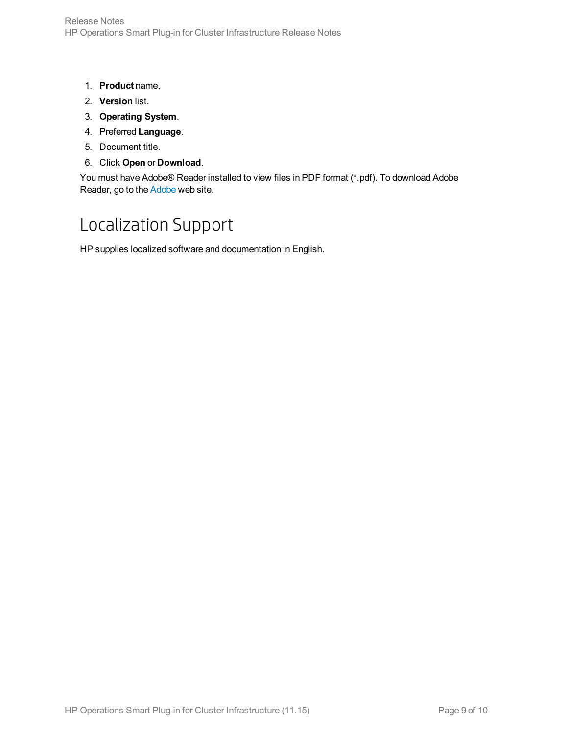1. **Product** name.
2. **Version** list.
3. **Operating System**.
4. Preferred **Language**.
5. Document title.
6. Click **Open** or **Download**.

You must have Adobe® Reader installed to view files in PDF format (*.pdf). To download Adobe Reader, go to the Adobe web site.

# Localization Support

HP supplies localized software and documentation in English.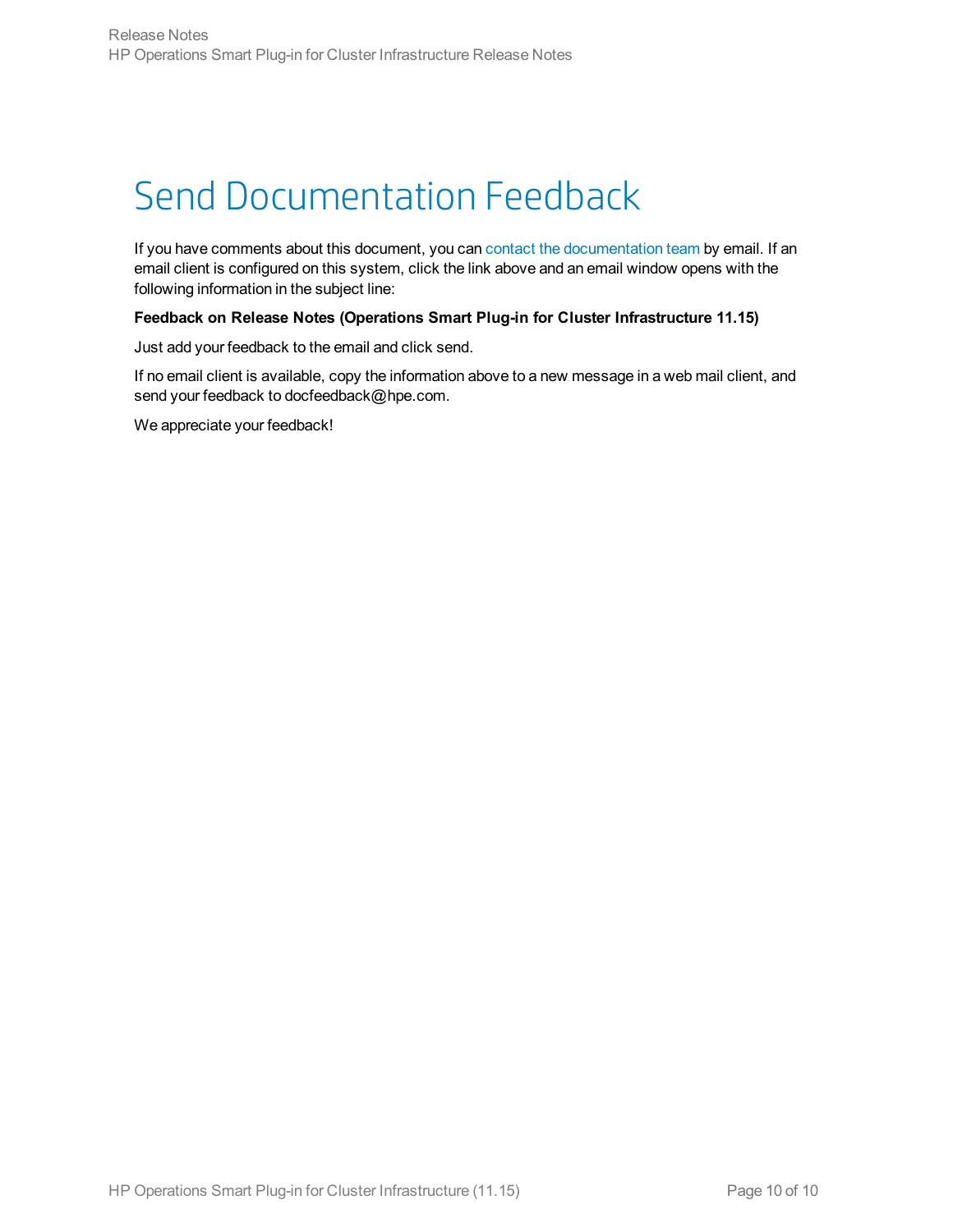# Send Documentation Feedback

If you have comments about this document, you can contact the documentation team by email. If an email client is configured on this system, click the link above and an email window opens with the following information in the subject line:

**Feedback on Release Notes (Operations Smart Plug-in for Cluster Infrastructure 11.15)**

Just add your feedback to the email and click send.

If no email client is available, copy the information above to a new message in a web mail client, and send your feedback to docfeedback@hpe.com.

We appreciate your feedback!